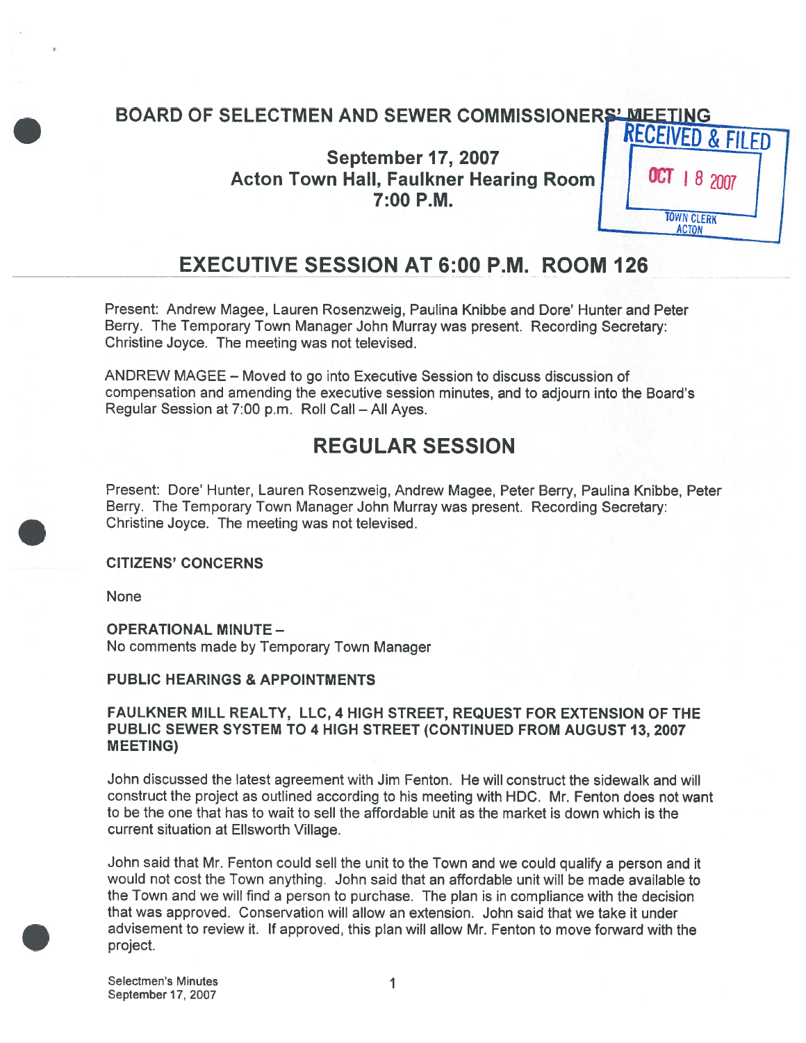# BOARD OF SELECTMEN AND SEWER COMMISSIONERS' MEETING

RECEIVED & FILED
OCT 18 2007
TOWN CLERK
ACTON

**September 17, 2007**
**Acton Town Hall, Faulkner Hearing Room**
**7:00 P.M.**

## EXECUTIVE SESSION AT 6:00 P.M. ROOM 126

Present: Andrew Magee, Lauren Rosenzweig, Paulina Knibbe and Dore' Hunter and Peter Berry. The Temporary Town Manager John Murray was present. Recording Secretary: Christine Joyce. The meeting was not televised.

ANDREW MAGEE – Moved to go into Executive Session to discuss discussion of compensation and amending the executive session minutes, and to adjourn into the Board's Regular Session at 7:00 p.m. Roll Call – All Ayes.

## REGULAR SESSION

Present: Dore' Hunter, Lauren Rosenzweig, Andrew Magee, Peter Berry, Paulina Knibbe, Peter Berry. The Temporary Town Manager John Murray was present. Recording Secretary: Christine Joyce. The meeting was not televised.

**CITIZENS' CONCERNS**

None

**OPERATIONAL MINUTE –**
No comments made by Temporary Town Manager

**PUBLIC HEARINGS & APPOINTMENTS**

**FAULKNER MILL REALTY, LLC, 4 HIGH STREET, REQUEST FOR EXTENSION OF THE PUBLIC SEWER SYSTEM TO 4 HIGH STREET (CONTINUED FROM AUGUST 13, 2007 MEETING)**

John discussed the latest agreement with Jim Fenton. He will construct the sidewalk and will construct the project as outlined according to his meeting with HDC. Mr. Fenton does not want to be the one that has to wait to sell the affordable unit as the market is down which is the current situation at Ellsworth Village.

John said that Mr. Fenton could sell the unit to the Town and we could qualify a person and it would not cost the Town anything. John said that an affordable unit will be made available to the Town and we will find a person to purchase. The plan is in compliance with the decision that was approved. Conservation will allow an extension. John said that we take it under advisement to review it. If approved, this plan will allow Mr. Fenton to move forward with the project.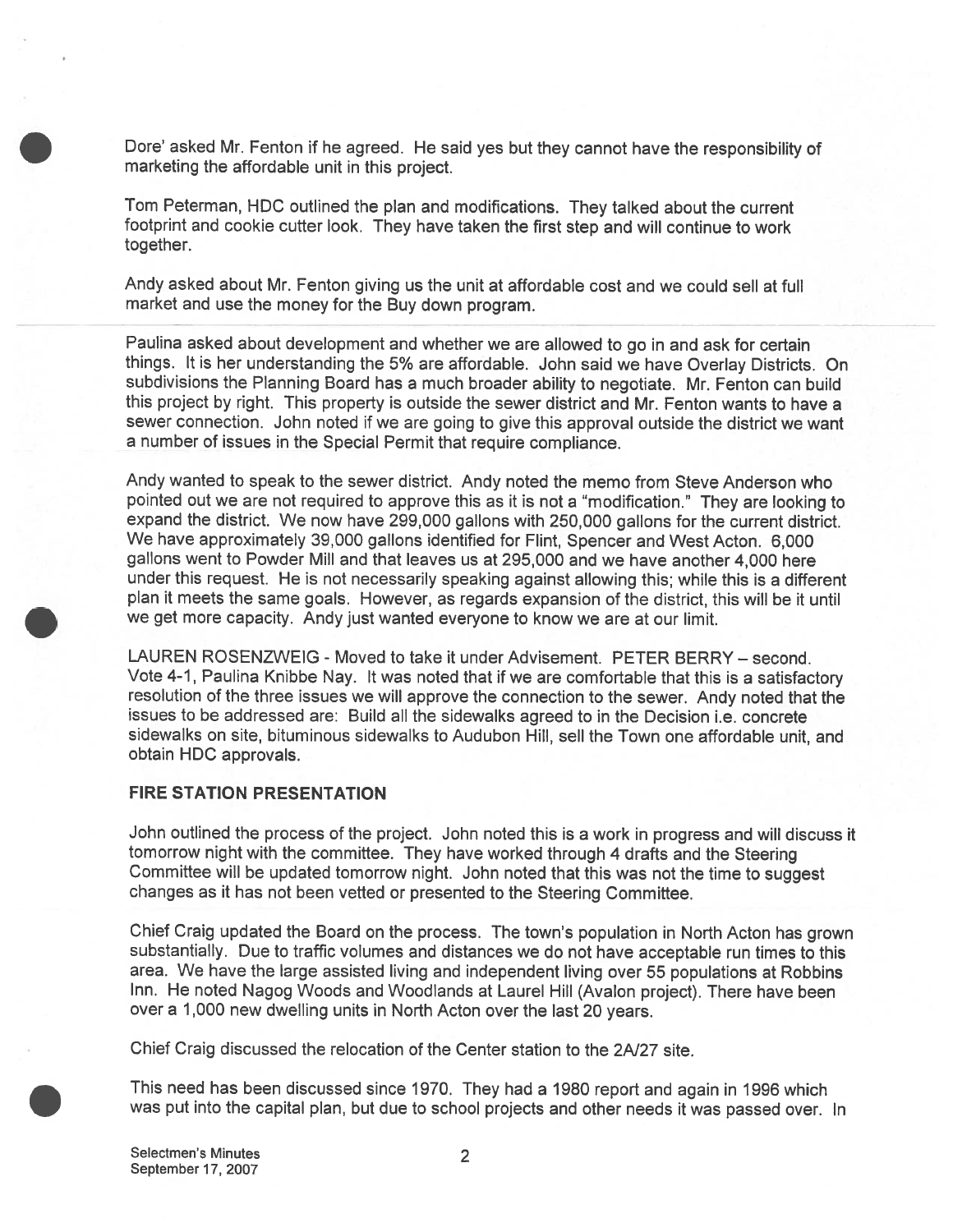Dore' asked Mr. Fenton if he agreed. He said yes but they cannot have the responsibility of marketing the affordable unit in this project.

Tom Peterman, HDC outlined the plan and modifications. They talked about the current footprint and cookie cutter look. They have taken the first step and will continue to work together.

Andy asked about Mr. Fenton giving us the unit at affordable cost and we could sell at full market and use the money for the Buy down program.

Paulina asked about development and whether we are allowed to go in and ask for certain things. It is her understanding the 5% are affordable. John said we have Overlay Districts. On subdivisions the Planning Board has a much broader ability to negotiate. Mr. Fenton can build this project by right. This property is outside the sewer district and Mr. Fenton wants to have a sewer connection. John noted if we are going to give this approval outside the district we want a number of issues in the Special Permit that require compliance.

Andy wanted to speak to the sewer district. Andy noted the memo from Steve Anderson who pointed out we are not required to approve this as it is not a "modification." They are looking to expand the district. We now have 299,000 gallons with 250,000 gallons for the current district. We have approximately 39,000 gallons identified for Flint, Spencer and West Acton. 6,000 gallons went to Powder Mill and that leaves us at 295,000 and we have another 4,000 here under this request. He is not necessarily speaking against allowing this; while this is a different plan it meets the same goals. However, as regards expansion of the district, this will be it until we get more capacity. Andy just wanted everyone to know we are at our limit.

LAUREN ROSENZWEIG - Moved to take it under Advisement. PETER BERRY – second. Vote 4-1, Paulina Knibbe Nay. It was noted that if we are comfortable that this is a satisfactory resolution of the three issues we will approve the connection to the sewer. Andy noted that the issues to be addressed are: Build all the sidewalks agreed to in the Decision i.e. concrete sidewalks on site, bituminous sidewalks to Audubon Hill, sell the Town one affordable unit, and obtain HDC approvals.

**FIRE STATION PRESENTATION**

John outlined the process of the project. John noted this is a work in progress and will discuss it tomorrow night with the committee. They have worked through 4 drafts and the Steering Committee will be updated tomorrow night. John noted that this was not the time to suggest changes as it has not been vetted or presented to the Steering Committee.

Chief Craig updated the Board on the process. The town's population in North Acton has grown substantially. Due to traffic volumes and distances we do not have acceptable run times to this area. We have the large assisted living and independent living over 55 populations at Robbins Inn. He noted Nagog Woods and Woodlands at Laurel Hill (Avalon project). There have been over a 1,000 new dwelling units in North Acton over the last 20 years.

Chief Craig discussed the relocation of the Center station to the 2A/27 site.

This need has been discussed since 1970. They had a 1980 report and again in 1996 which was put into the capital plan, but due to school projects and other needs it was passed over. In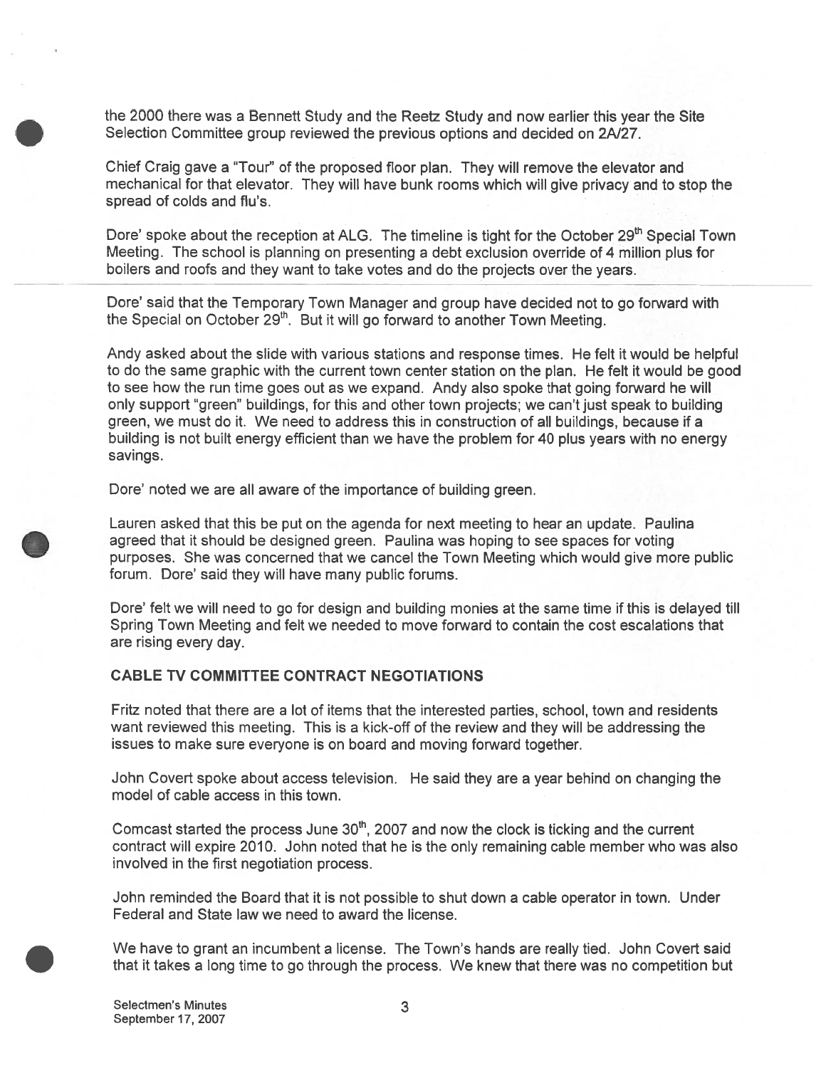the 2000 there was a Bennett Study and the Reetz Study and now earlier this year the Site Selection Committee group reviewed the previous options and decided on 2A/27.

Chief Craig gave a "Tour" of the proposed floor plan. They will remove the elevator and mechanical for that elevator. They will have bunk rooms which will give privacy and to stop the spread of colds and flu's.

Dore' spoke about the reception at ALG. The timeline is tight for the October 29th Special Town Meeting. The school is planning on presenting a debt exclusion override of 4 million plus for boilers and roofs and they want to take votes and do the projects over the years.

Dore' said that the Temporary Town Manager and group have decided not to go forward with the Special on October 29th. But it will go forward to another Town Meeting.

Andy asked about the slide with various stations and response times. He felt it would be helpful to do the same graphic with the current town center station on the plan. He felt it would be good to see how the run time goes out as we expand. Andy also spoke that going forward he will only support "green" buildings, for this and other town projects; we can't just speak to building green, we must do it. We need to address this in construction of all buildings, because if a building is not built energy efficient than we have the problem for 40 plus years with no energy savings.

Dore' noted we are all aware of the importance of building green.

Lauren asked that this be put on the agenda for next meeting to hear an update. Paulina agreed that it should be designed green. Paulina was hoping to see spaces for voting purposes. She was concerned that we cancel the Town Meeting which would give more public forum. Dore' said they will have many public forums.

Dore' felt we will need to go for design and building monies at the same time if this is delayed till Spring Town Meeting and felt we needed to move forward to contain the cost escalations that are rising every day.

**CABLE TV COMMITTEE CONTRACT NEGOTIATIONS**

Fritz noted that there are a lot of items that the interested parties, school, town and residents want reviewed this meeting. This is a kick-off of the review and they will be addressing the issues to make sure everyone is on board and moving forward together.

John Covert spoke about access television. He said they are a year behind on changing the model of cable access in this town.

Comcast started the process June 30th, 2007 and now the clock is ticking and the current contract will expire 2010. John noted that he is the only remaining cable member who was also involved in the first negotiation process.

John reminded the Board that it is not possible to shut down a cable operator in town. Under Federal and State law we need to award the license.

We have to grant an incumbent a license. The Town's hands are really tied. John Covert said that it takes a long time to go through the process. We knew that there was no competition but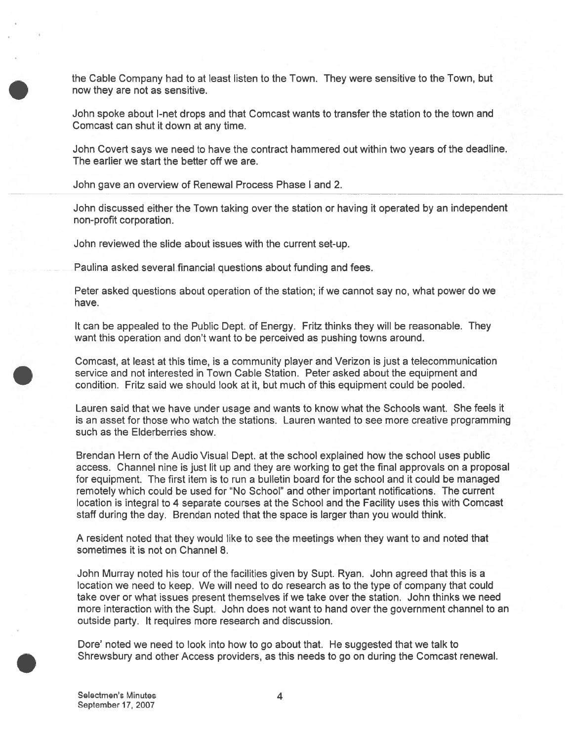the Cable Company had to at least listen to the Town. They were sensitive to the Town, but now they are not as sensitive.

John spoke about I-net drops and that Comcast wants to transfer the station to the town and Comcast can shut it down at any time.

John Covert says we need to have the contract hammered out within two years of the deadline. The earlier we start the better off we are.

John gave an overview of Renewal Process Phase I and 2.

John discussed either the Town taking over the station or having it operated by an independent non-profit corporation.

John reviewed the slide about issues with the current set-up.

Paulina asked several financial questions about funding and fees.

Peter asked questions about operation of the station; if we cannot say no, what power do we have.

It can be appealed to the Public Dept. of Energy. Fritz thinks they will be reasonable. They want this operation and don't want to be perceived as pushing towns around.

Comcast, at least at this time, is a community player and Verizon is just a telecommunication service and not interested in Town Cable Station. Peter asked about the equipment and condition. Fritz said we should look at it, but much of this equipment could be pooled.

Lauren said that we have under usage and wants to know what the Schools want. She feels it is an asset for those who watch the stations. Lauren wanted to see more creative programming such as the Elderberries show.

Brendan Hern of the Audio Visual Dept. at the school explained how the school uses public access. Channel nine is just lit up and they are working to get the final approvals on a proposal for equipment. The first item is to run a bulletin board for the school and it could be managed remotely which could be used for "No School" and other important notifications. The current location is integral to 4 separate courses at the School and the Facility uses this with Comcast staff during the day. Brendan noted that the space is larger than you would think.

A resident noted that they would like to see the meetings when they want to and noted that sometimes it is not on Channel 8.

John Murray noted his tour of the facilities given by Supt. Ryan. John agreed that this is a location we need to keep. We will need to do research as to the type of company that could take over or what issues present themselves if we take over the station. John thinks we need more interaction with the Supt. John does not want to hand over the government channel to an outside party. It requires more research and discussion.

Dore' noted we need to look into how to go about that. He suggested that we talk to Shrewsbury and other Access providers, as this needs to go on during the Comcast renewal.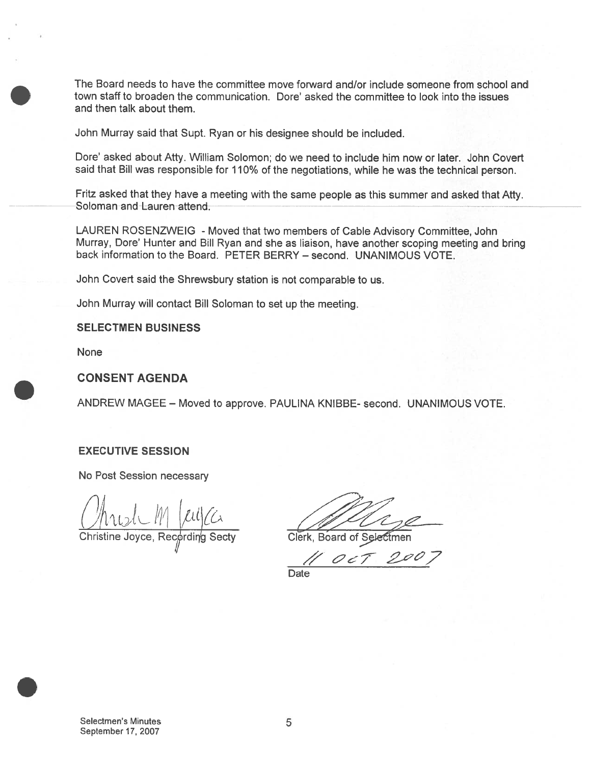The Board needs to have the committee move forward and/or include someone from school and town staff to broaden the communication. Dore' asked the committee to look into the issues and then talk about them.

John Murray said that Supt. Ryan or his designee should be included.

Dore' asked about Atty. William Solomon; do we need to include him now or later. John Covert said that Bill was responsible for 110% of the negotiations, while he was the technical person.

Fritz asked that they have a meeting with the same people as this summer and asked that Atty. Soloman and Lauren attend.

LAUREN ROSENZWEIG - Moved that two members of Cable Advisory Committee, John Murray, Dore' Hunter and Bill Ryan and she as liaison, have another scoping meeting and bring back information to the Board. PETER BERRY – second. UNANIMOUS VOTE.

John Covert said the Shrewsbury station is not comparable to us.

John Murray will contact Bill Soloman to set up the meeting.

**SELECTMEN BUSINESS**

None

## CONSENT AGENDA

ANDREW MAGEE – Moved to approve. PAULINA KNIBBE- second. UNANIMOUS VOTE.

**EXECUTIVE SESSION**

No Post Session necessary

Christine Joyce, Recording Secty

Clerk, Board of Selectmen

11 OCT 2007

Date

Selectmen's Minutes
September 17, 2007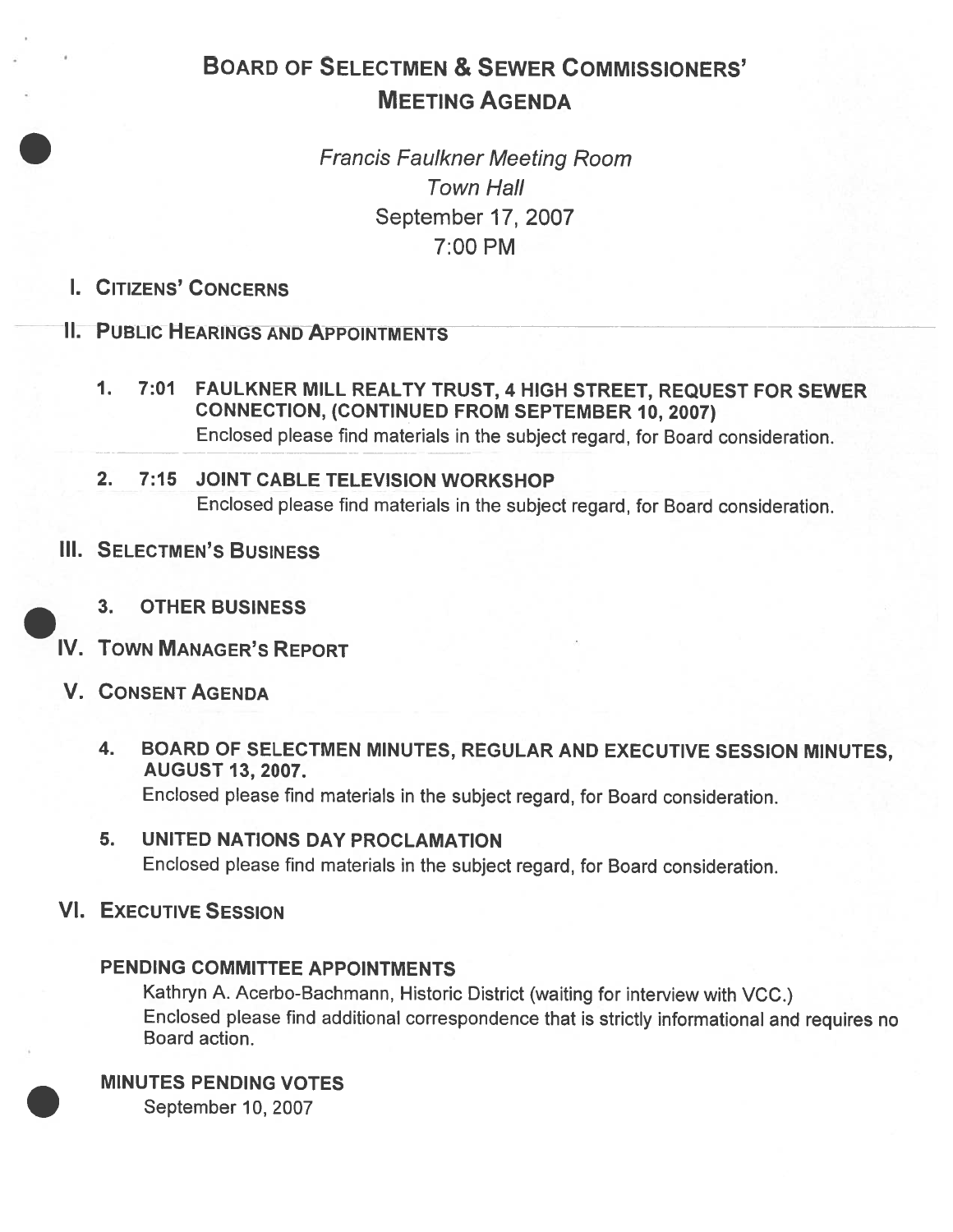# BOARD OF SELECTMEN & SEWER COMMISSIONERS' MEETING AGENDA

*Francis Faulkner Meeting Room*
*Town Hall*
September 17, 2007
7:00 PM

## I. CITIZENS' CONCERNS

## II. PUBLIC HEARINGS AND APPOINTMENTS

1. **7:01 FAULKNER MILL REALTY TRUST, 4 HIGH STREET, REQUEST FOR SEWER CONNECTION, (CONTINUED FROM SEPTEMBER 10, 2007)**
   Enclosed please find materials in the subject regard, for Board consideration.

2. **7:15 JOINT CABLE TELEVISION WORKSHOP**
   Enclosed please find materials in the subject regard, for Board consideration.

## III. SELECTMEN'S BUSINESS

3. **OTHER BUSINESS**

## IV. TOWN MANAGER'S REPORT

## V. CONSENT AGENDA

4. **BOARD OF SELECTMEN MINUTES, REGULAR AND EXECUTIVE SESSION MINUTES, AUGUST 13, 2007.**
   Enclosed please find materials in the subject regard, for Board consideration.

5. **UNITED NATIONS DAY PROCLAMATION**
   Enclosed please find materials in the subject regard, for Board consideration.

## VI. EXECUTIVE SESSION

### PENDING COMMITTEE APPOINTMENTS

Kathryn A. Acerbo-Bachmann, Historic District (waiting for interview with VCC.)
Enclosed please find additional correspondence that is strictly informational and requires no Board action.

### MINUTES PENDING VOTES

September 10, 2007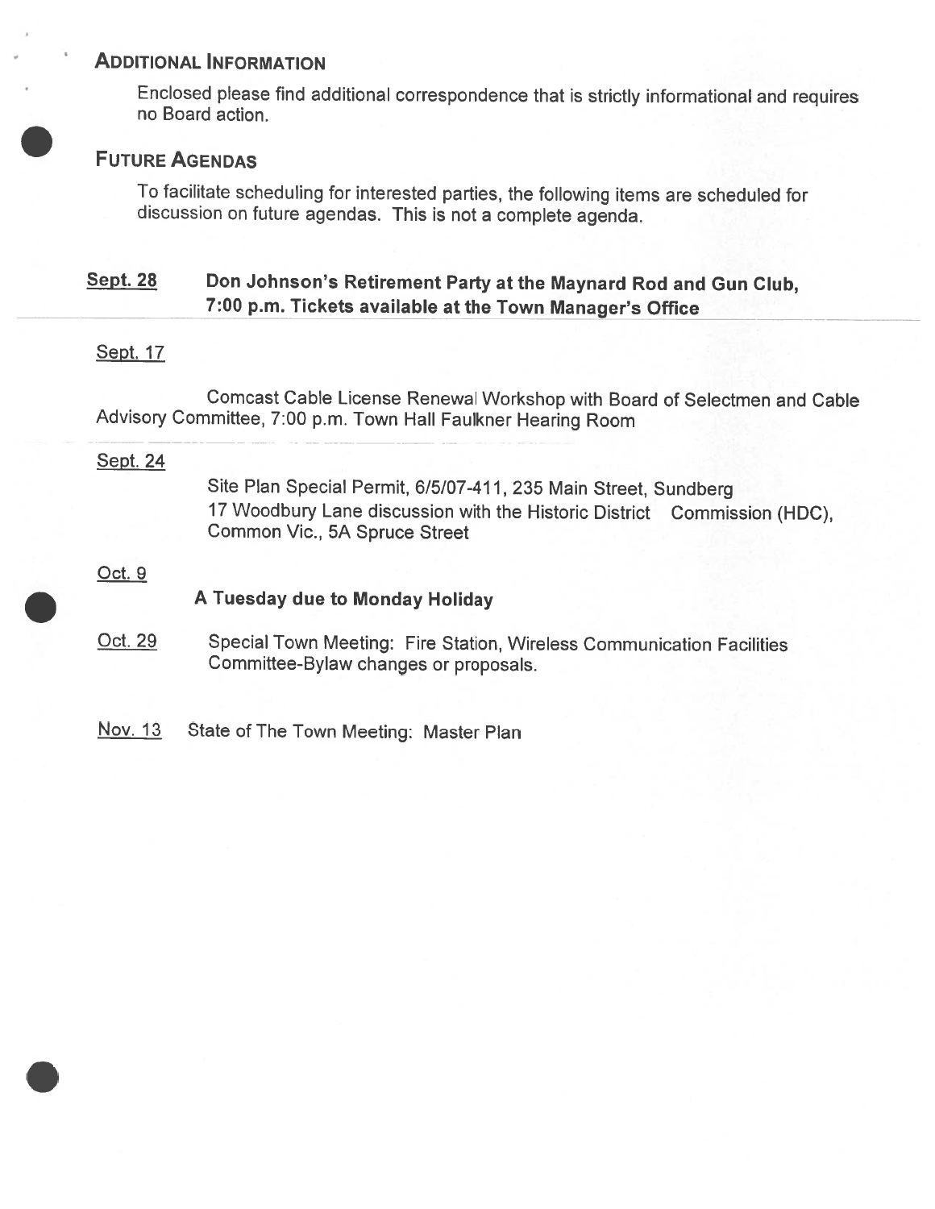## ADDITIONAL INFORMATION

Enclosed please find additional correspondence that is strictly informational and requires no Board action.

## FUTURE AGENDAS

To facilitate scheduling for interested parties, the following items are scheduled for discussion on future agendas. This is not a complete agenda.

**Sept. 28** **Don Johnson's Retirement Party at the Maynard Rod and Gun Club, 7:00 p.m. Tickets available at the Town Manager's Office**

---

Sept. 17

Comcast Cable License Renewal Workshop with Board of Selectmen and Cable Advisory Committee, 7:00 p.m. Town Hall Faulkner Hearing Room

Sept. 24

Site Plan Special Permit, 6/5/07-411, 235 Main Street, Sundberg
17 Woodbury Lane discussion with the Historic District Commission (HDC), Common Vic., 5A Spruce Street

Oct. 9

**A Tuesday due to Monday Holiday**

Oct. 29 Special Town Meeting: Fire Station, Wireless Communication Facilities Committee-Bylaw changes or proposals.

Nov. 13 State of The Town Meeting: Master Plan